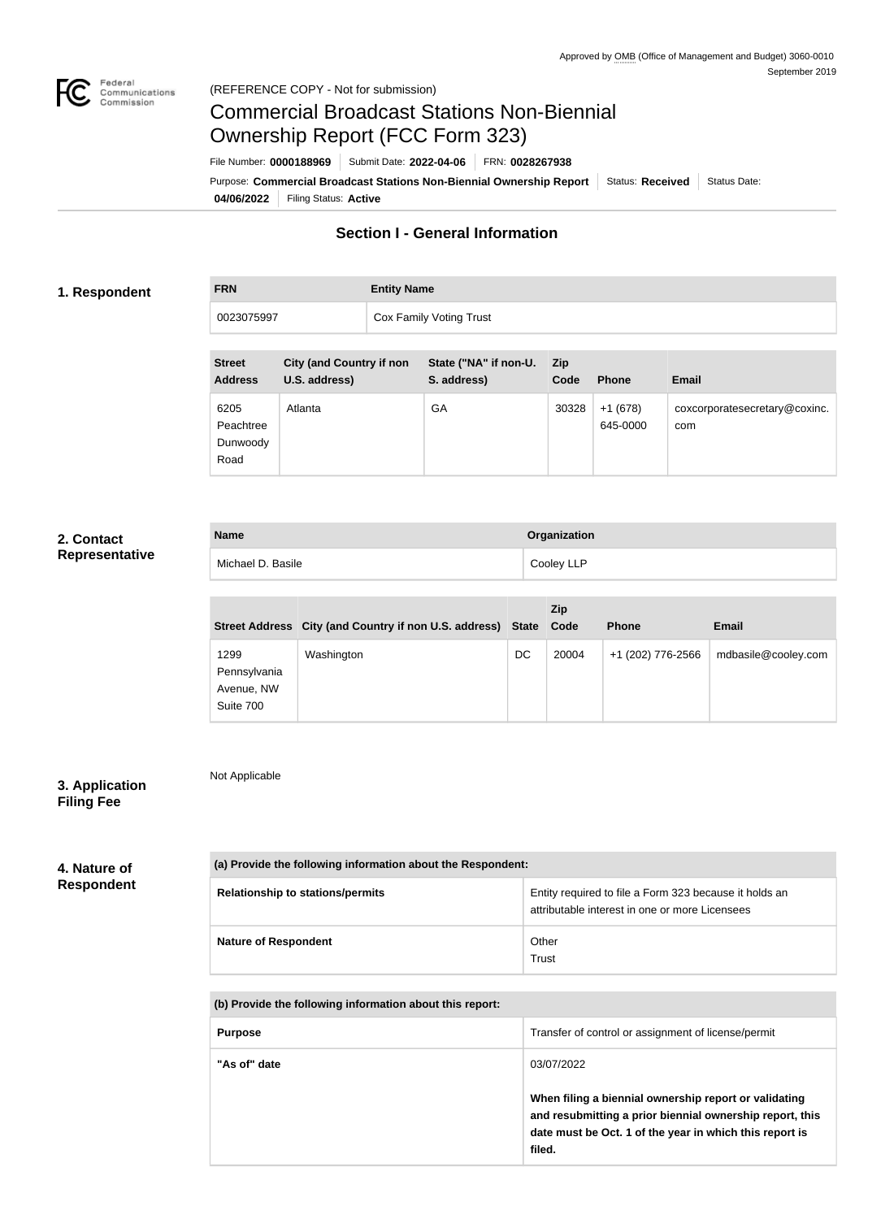Approved by OMB (Office of Management and Budget) 3060-0010
September 2019

(REFERENCE COPY - Not for submission)

# Commercial Broadcast Stations Non-Biennial Ownership Report (FCC Form 323)

File Number: **0000188969** | Submit Date: **2022-04-06** | FRN: **0028267938**

Purpose: **Commercial Broadcast Stations Non-Biennial Ownership Report** | Status: **Received** | Status Date: **04/06/2022** | Filing Status: **Active**

## Section I - General Information

### 1. Respondent

| FRN | Entity Name |
| --- | --- |
| 0023075997 | Cox Family Voting Trust |

| Street Address | City (and Country if non U.S. address) | State ("NA" if non-U. S. address) | Zip Code | Phone | Email |
| --- | --- | --- | --- | --- | --- |
| 6205 Peachtree Dunwoody Road | Atlanta | GA | 30328 | +1 (678) 645-0000 | coxcorporatesecretary@coxinc.com |

### 2. Contact Representative

| Name | Organization |
| --- | --- |
| Michael D. Basile | Cooley LLP |

| Street Address | City (and Country if non U.S. address) | State | Zip Code | Phone | Email |
| --- | --- | --- | --- | --- | --- |
| 1299 Pennsylvania Avenue, NW Suite 700 | Washington | DC | 20004 | +1 (202) 776-2566 | mdbasile@cooley.com |

### 3. Application Filing Fee

Not Applicable

### 4. Nature of Respondent

| (a) Provide the following information about the Respondent: | |
| --- | --- |
| Relationship to stations/permits | Entity required to file a Form 323 because it holds an attributable interest in one or more Licensees |
| Nature of Respondent | Other<br>Trust |

| (b) Provide the following information about this report: | |
| --- | --- |
| Purpose | Transfer of control or assignment of license/permit |
| "As of" date | 03/07/2022<br><br>**When filing a biennial ownership report or validating and resubmitting a prior biennial ownership report, this date must be Oct. 1 of the year in which this report is filed.** |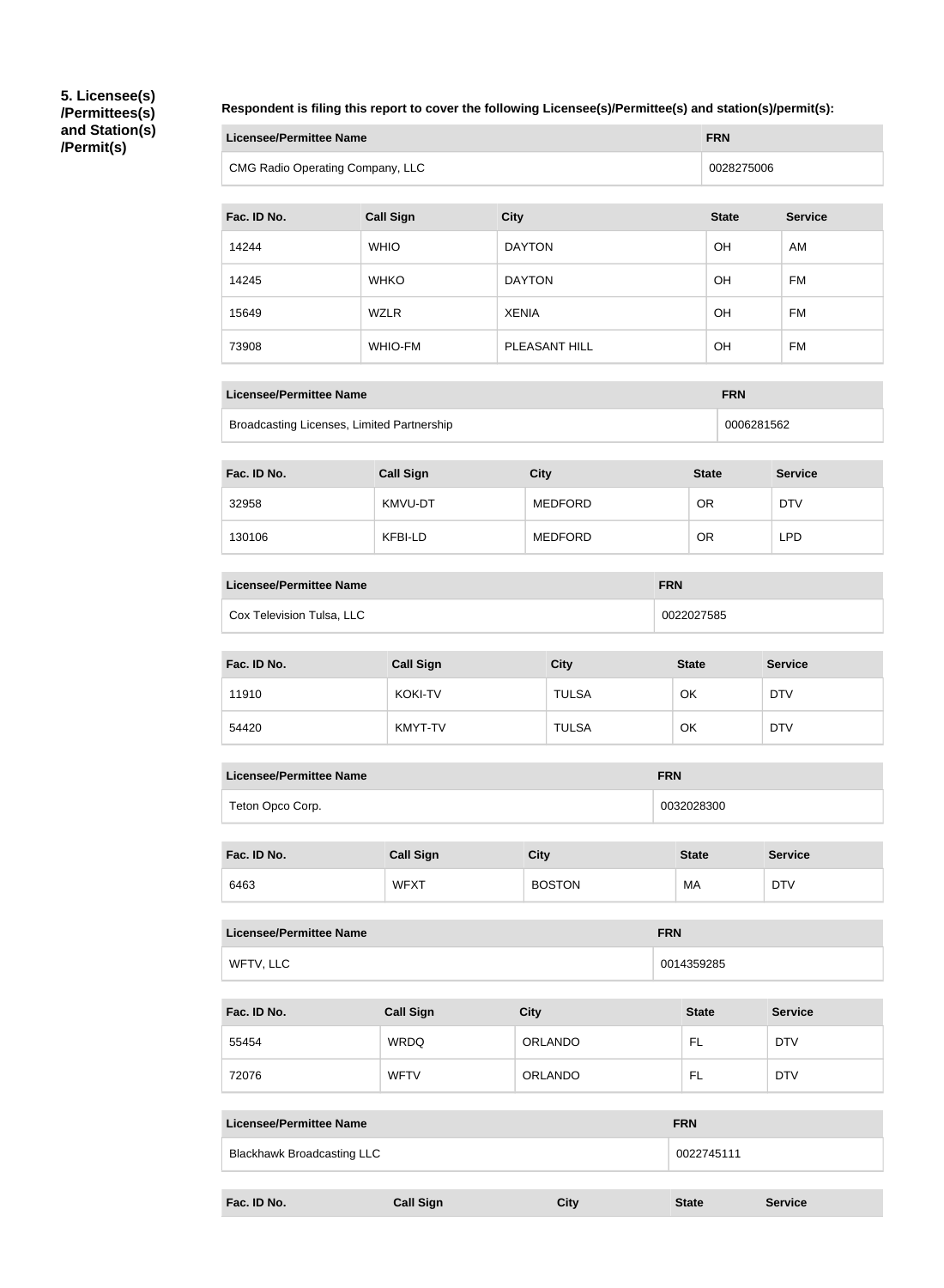**5. Licensee(s) /Permittees(s) and Station(s) /Permit(s)**

**Respondent is filing this report to cover the following Licensee(s)/Permittee(s) and station(s)/permit(s):**

| Licensee/Permittee Name | FRN |
| --- | --- |
| CMG Radio Operating Company, LLC | 0028275006 |

| Fac. ID No. | Call Sign | City | State | Service |
| --- | --- | --- | --- | --- |
| 14244 | WHIO | DAYTON | OH | AM |
| 14245 | WHKO | DAYTON | OH | FM |
| 15649 | WZLR | XENIA | OH | FM |
| 73908 | WHIO-FM | PLEASANT HILL | OH | FM |

| Licensee/Permittee Name | FRN |
| --- | --- |
| Broadcasting Licenses, Limited Partnership | 0006281562 |

| Fac. ID No. | Call Sign | City | State | Service |
| --- | --- | --- | --- | --- |
| 32958 | KMVU-DT | MEDFORD | OR | DTV |
| 130106 | KFBI-LD | MEDFORD | OR | LPD |

| Licensee/Permittee Name | FRN |
| --- | --- |
| Cox Television Tulsa, LLC | 0022027585 |

| Fac. ID No. | Call Sign | City | State | Service |
| --- | --- | --- | --- | --- |
| 11910 | KOKI-TV | TULSA | OK | DTV |
| 54420 | KMYT-TV | TULSA | OK | DTV |

| Licensee/Permittee Name | FRN |
| --- | --- |
| Teton Opco Corp. | 0032028300 |

| Fac. ID No. | Call Sign | City | State | Service |
| --- | --- | --- | --- | --- |
| 6463 | WFXT | BOSTON | MA | DTV |

| Licensee/Permittee Name | FRN |
| --- | --- |
| WFTV, LLC | 0014359285 |

| Fac. ID No. | Call Sign | City | State | Service |
| --- | --- | --- | --- | --- |
| 55454 | WRDQ | ORLANDO | FL | DTV |
| 72076 | WFTV | ORLANDO | FL | DTV |

| Licensee/Permittee Name | FRN |
| --- | --- |
| Blackhawk Broadcasting LLC | 0022745111 |

| Fac. ID No. | Call Sign | City | State | Service |
| --- | --- | --- | --- | --- |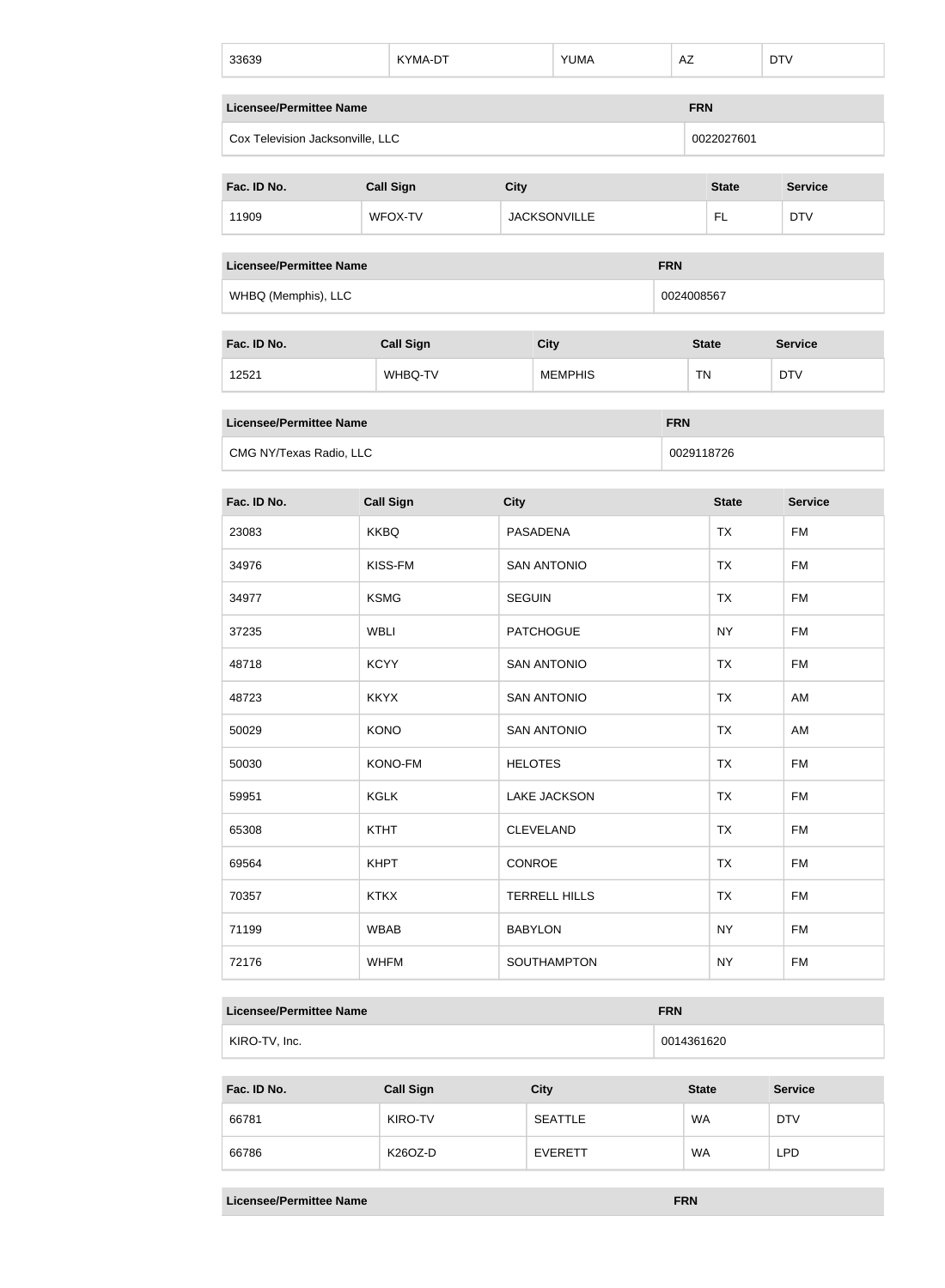| 33639 | KYMA-DT | YUMA | AZ | DTV |
|---|---|---|---|---|

| Licensee/Permittee Name | FRN |
|---|---|
| Cox Television Jacksonville, LLC | 0022027601 |

| Fac. ID No. | Call Sign | City | State | Service |
|---|---|---|---|---|
| 11909 | WFOX-TV | JACKSONVILLE | FL | DTV |

| Licensee/Permittee Name | FRN |
|---|---|
| WHBQ (Memphis), LLC | 0024008567 |

| Fac. ID No. | Call Sign | City | State | Service |
|---|---|---|---|---|
| 12521 | WHBQ-TV | MEMPHIS | TN | DTV |

| Licensee/Permittee Name | FRN |
|---|---|
| CMG NY/Texas Radio, LLC | 0029118726 |

| Fac. ID No. | Call Sign | City | State | Service |
|---|---|---|---|---|
| 23083 | KKBQ | PASADENA | TX | FM |
| 34976 | KISS-FM | SAN ANTONIO | TX | FM |
| 34977 | KSMG | SEGUIN | TX | FM |
| 37235 | WBLI | PATCHOGUE | NY | FM |
| 48718 | KCYY | SAN ANTONIO | TX | FM |
| 48723 | KKYX | SAN ANTONIO | TX | AM |
| 50029 | KONO | SAN ANTONIO | TX | AM |
| 50030 | KONO-FM | HELOTES | TX | FM |
| 59951 | KGLK | LAKE JACKSON | TX | FM |
| 65308 | KTHT | CLEVELAND | TX | FM |
| 69564 | KHPT | CONROE | TX | FM |
| 70357 | KTKX | TERRELL HILLS | TX | FM |
| 71199 | WBAB | BABYLON | NY | FM |
| 72176 | WHFM | SOUTHAMPTON | NY | FM |

| Licensee/Permittee Name | FRN |
|---|---|
| KIRO-TV, Inc. | 0014361620 |

| Fac. ID No. | Call Sign | City | State | Service |
|---|---|---|---|---|
| 66781 | KIRO-TV | SEATTLE | WA | DTV |
| 66786 | K26OZ-D | EVERETT | WA | LPD |

| Licensee/Permittee Name | FRN |
|---|---|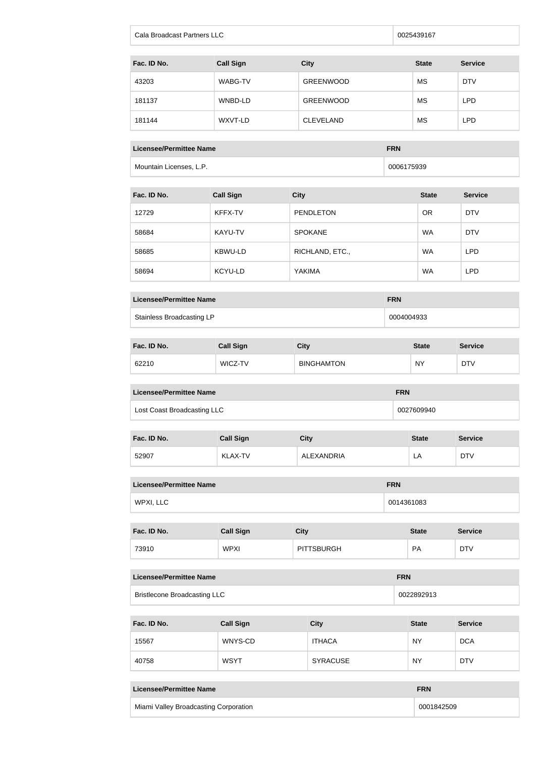| Cala Broadcast Partners LLC | 0025439167 |
|---|---|

| Fac. ID No. | Call Sign | City | State | Service |
|---|---|---|---|---|
| 43203 | WABG-TV | GREENWOOD | MS | DTV |
| 181137 | WNBD-LD | GREENWOOD | MS | LPD |
| 181144 | WXVT-LD | CLEVELAND | MS | LPD |

| Licensee/Permittee Name | FRN |
|---|---|
| Mountain Licenses, L.P. | 0006175939 |

| Fac. ID No. | Call Sign | City | State | Service |
|---|---|---|---|---|
| 12729 | KFFX-TV | PENDLETON | OR | DTV |
| 58684 | KAYU-TV | SPOKANE | WA | DTV |
| 58685 | KBWU-LD | RICHLAND, ETC., | WA | LPD |
| 58694 | KCYU-LD | YAKIMA | WA | LPD |

| Licensee/Permittee Name | FRN |
|---|---|
| Stainless Broadcasting LP | 0004004933 |

| Fac. ID No. | Call Sign | City | State | Service |
|---|---|---|---|---|
| 62210 | WICZ-TV | BINGHAMTON | NY | DTV |

| Licensee/Permittee Name | FRN |
|---|---|
| Lost Coast Broadcasting LLC | 0027609940 |

| Fac. ID No. | Call Sign | City | State | Service |
|---|---|---|---|---|
| 52907 | KLAX-TV | ALEXANDRIA | LA | DTV |

| Licensee/Permittee Name | FRN |
|---|---|
| WPXI, LLC | 0014361083 |

| Fac. ID No. | Call Sign | City | State | Service |
|---|---|---|---|---|
| 73910 | WPXI | PITTSBURGH | PA | DTV |

| Licensee/Permittee Name | FRN |
|---|---|
| Bristlecone Broadcasting LLC | 0022892913 |

| Fac. ID No. | Call Sign | City | State | Service |
|---|---|---|---|---|
| 15567 | WNYS-CD | ITHACA | NY | DCA |
| 40758 | WSYT | SYRACUSE | NY | DTV |

| Licensee/Permittee Name | FRN |
|---|---|
| Miami Valley Broadcasting Corporation | 0001842509 |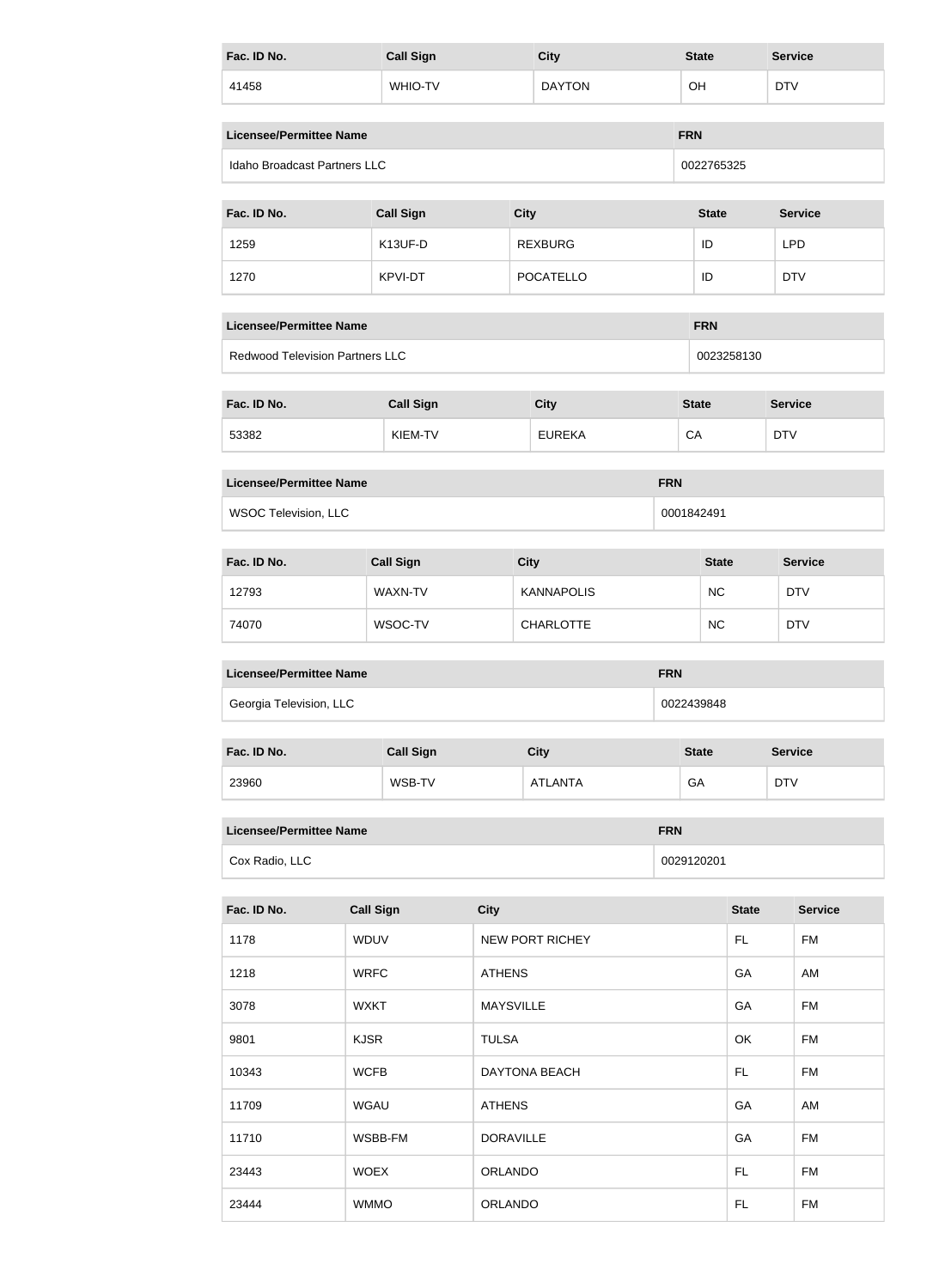| Fac. ID No. | Call Sign | City | State | Service |
| --- | --- | --- | --- | --- |
| 41458 | WHIO-TV | DAYTON | OH | DTV |

| Licensee/Permittee Name | FRN |
| --- | --- |
| Idaho Broadcast Partners LLC | 0022765325 |

| Fac. ID No. | Call Sign | City | State | Service |
| --- | --- | --- | --- | --- |
| 1259 | K13UF-D | REXBURG | ID | LPD |
| 1270 | KPVI-DT | POCATELLO | ID | DTV |

| Licensee/Permittee Name | FRN |
| --- | --- |
| Redwood Television Partners LLC | 0023258130 |

| Fac. ID No. | Call Sign | City | State | Service |
| --- | --- | --- | --- | --- |
| 53382 | KIEM-TV | EUREKA | CA | DTV |

| Licensee/Permittee Name | FRN |
| --- | --- |
| WSOC Television, LLC | 0001842491 |

| Fac. ID No. | Call Sign | City | State | Service |
| --- | --- | --- | --- | --- |
| 12793 | WAXN-TV | KANNAPOLIS | NC | DTV |
| 74070 | WSOC-TV | CHARLOTTE | NC | DTV |

| Licensee/Permittee Name | FRN |
| --- | --- |
| Georgia Television, LLC | 0022439848 |

| Fac. ID No. | Call Sign | City | State | Service |
| --- | --- | --- | --- | --- |
| 23960 | WSB-TV | ATLANTA | GA | DTV |

| Licensee/Permittee Name | FRN |
| --- | --- |
| Cox Radio, LLC | 0029120201 |

| Fac. ID No. | Call Sign | City | State | Service |
| --- | --- | --- | --- | --- |
| 1178 | WDUV | NEW PORT RICHEY | FL | FM |
| 1218 | WRFC | ATHENS | GA | AM |
| 3078 | WXKT | MAYSVILLE | GA | FM |
| 9801 | KJSR | TULSA | OK | FM |
| 10343 | WCFB | DAYTONA BEACH | FL | FM |
| 11709 | WGAU | ATHENS | GA | AM |
| 11710 | WSBB-FM | DORAVILLE | GA | FM |
| 23443 | WOEX | ORLANDO | FL | FM |
| 23444 | WMMO | ORLANDO | FL | FM |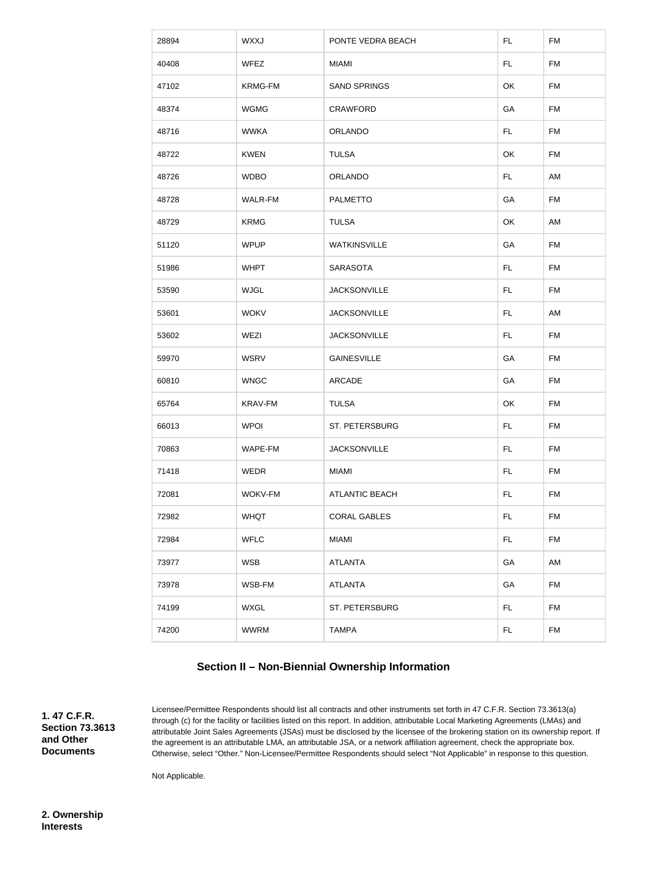| 28894 | WXXJ | PONTE VEDRA BEACH | FL | FM |
|---|---|---|---|---|
| 40408 | WFEZ | MIAMI | FL | FM |
| 47102 | KRMG-FM | SAND SPRINGS | OK | FM |
| 48374 | WGMG | CRAWFORD | GA | FM |
| 48716 | WWKA | ORLANDO | FL | FM |
| 48722 | KWEN | TULSA | OK | FM |
| 48726 | WDBO | ORLANDO | FL | AM |
| 48728 | WALR-FM | PALMETTO | GA | FM |
| 48729 | KRMG | TULSA | OK | AM |
| 51120 | WPUP | WATKINSVILLE | GA | FM |
| 51986 | WHPT | SARASOTA | FL | FM |
| 53590 | WJGL | JACKSONVILLE | FL | FM |
| 53601 | WOKV | JACKSONVILLE | FL | AM |
| 53602 | WEZI | JACKSONVILLE | FL | FM |
| 59970 | WSRV | GAINESVILLE | GA | FM |
| 60810 | WNGC | ARCADE | GA | FM |
| 65764 | KRAV-FM | TULSA | OK | FM |
| 66013 | WPOI | ST. PETERSBURG | FL | FM |
| 70863 | WAPE-FM | JACKSONVILLE | FL | FM |
| 71418 | WEDR | MIAMI | FL | FM |
| 72081 | WOKV-FM | ATLANTIC BEACH | FL | FM |
| 72982 | WHQT | CORAL GABLES | FL | FM |
| 72984 | WFLC | MIAMI | FL | FM |
| 73977 | WSB | ATLANTA | GA | AM |
| 73978 | WSB-FM | ATLANTA | GA | FM |
| 74199 | WXGL | ST. PETERSBURG | FL | FM |
| 74200 | WWRM | TAMPA | FL | FM |

## Section II – Non-Biennial Ownership Information

**1. 47 C.F.R. Section 73.3613 and Other Documents**

Licensee/Permittee Respondents should list all contracts and other instruments set forth in 47 C.F.R. Section 73.3613(a) through (c) for the facility or facilities listed on this report. In addition, attributable Local Marketing Agreements (LMAs) and attributable Joint Sales Agreements (JSAs) must be disclosed by the licensee of the brokering station on its ownership report. If the agreement is an attributable LMA, an attributable JSA, or a network affiliation agreement, check the appropriate box. Otherwise, select "Other." Non-Licensee/Permittee Respondents should select "Not Applicable" in response to this question.

Not Applicable.

**2. Ownership Interests**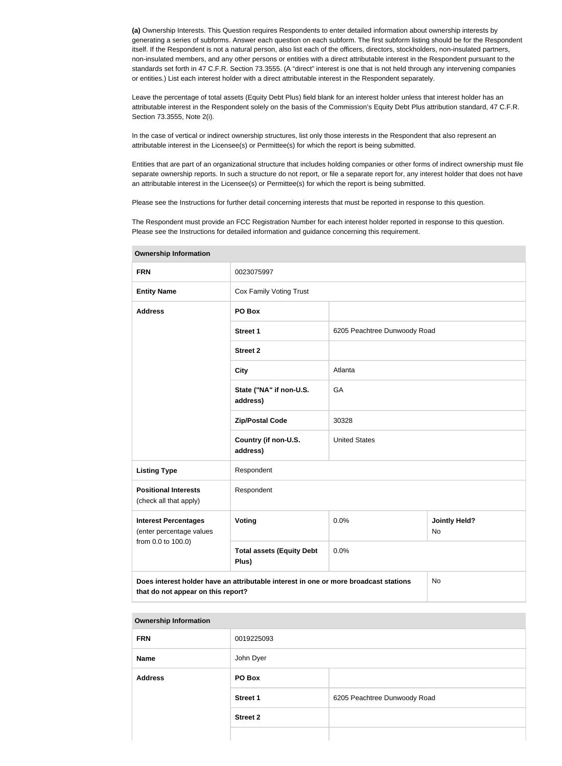**(a)** Ownership Interests. This Question requires Respondents to enter detailed information about ownership interests by generating a series of subforms. Answer each question on each subform. The first subform listing should be for the Respondent itself. If the Respondent is not a natural person, also list each of the officers, directors, stockholders, non-insulated partners, non-insulated members, and any other persons or entities with a direct attributable interest in the Respondent pursuant to the standards set forth in 47 C.F.R. Section 73.3555. (A "direct" interest is one that is not held through any intervening companies or entities.) List each interest holder with a direct attributable interest in the Respondent separately.

Leave the percentage of total assets (Equity Debt Plus) field blank for an interest holder unless that interest holder has an attributable interest in the Respondent solely on the basis of the Commission's Equity Debt Plus attribution standard, 47 C.F.R. Section 73.3555, Note 2(i).

In the case of vertical or indirect ownership structures, list only those interests in the Respondent that also represent an attributable interest in the Licensee(s) or Permittee(s) for which the report is being submitted.

Entities that are part of an organizational structure that includes holding companies or other forms of indirect ownership must file separate ownership reports. In such a structure do not report, or file a separate report for, any interest holder that does not have an attributable interest in the Licensee(s) or Permittee(s) for which the report is being submitted.

Please see the Instructions for further detail concerning interests that must be reported in response to this question.

The Respondent must provide an FCC Registration Number for each interest holder reported in response to this question. Please see the Instructions for detailed information and guidance concerning this requirement.

| **Ownership Information** | | | |
|---|---|---|---|
| **FRN** | 0023075997 | | |
| **Entity Name** | Cox Family Voting Trust | | |
| **Address** | **PO Box** | | |
| | **Street 1** | 6205 Peachtree Dunwoody Road | |
| | **Street 2** | | |
| | **City** | Atlanta | |
| | **State ("NA" if non-U.S. address)** | GA | |
| | **Zip/Postal Code** | 30328 | |
| | **Country (if non-U.S. address)** | United States | |
| **Listing Type** | Respondent | | |
| **Positional Interests** (check all that apply) | Respondent | | |
| **Interest Percentages** (enter percentage values from 0.0 to 100.0) | **Voting** | 0.0% | **Jointly Held?** No |
| | **Total assets (Equity Debt Plus)** | 0.0% | |
| **Does interest holder have an attributable interest in one or more broadcast stations that do not appear on this report?** | | | No |

| **Ownership Information** | | |
|---|---|---|
| **FRN** | 0019225093 | |
| **Name** | John Dyer | |
| **Address** | **PO Box** | |
| | **Street 1** | 6205 Peachtree Dunwoody Road |
| | **Street 2** | |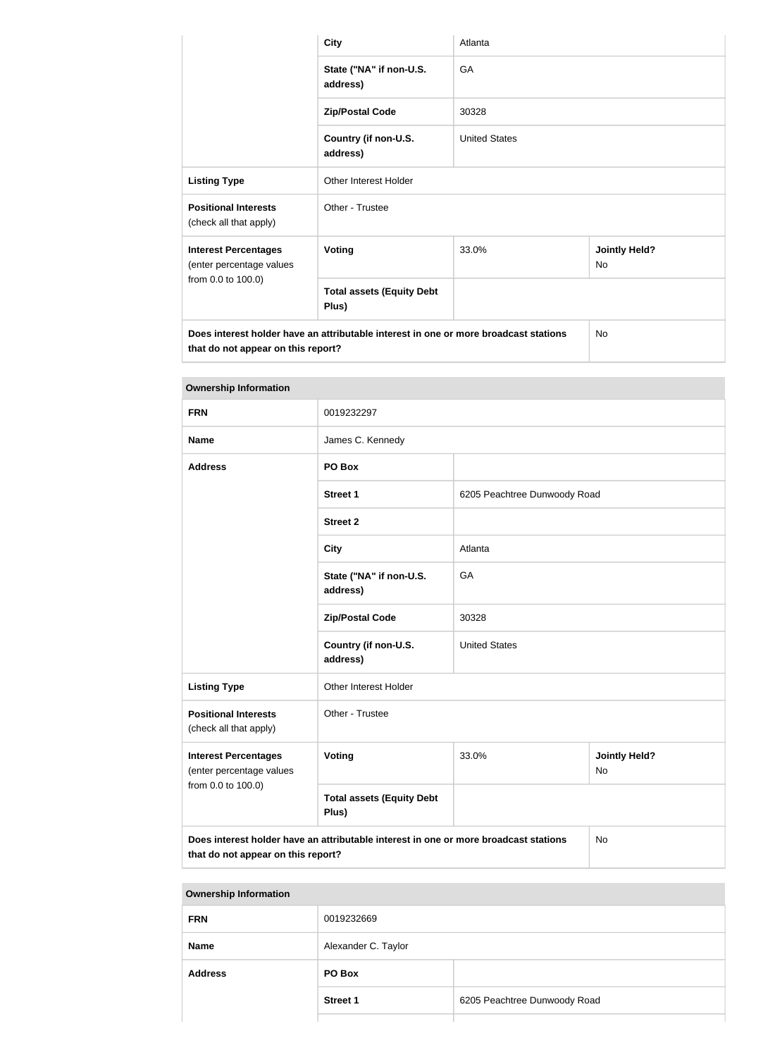| | | | |
|---|---|---|---|
| | City | Atlanta | |
| | State ("NA" if non-U.S. address) | GA | |
| | Zip/Postal Code | 30328 | |
| | Country (if non-U.S. address) | United States | |
| **Listing Type** | Other Interest Holder | | |
| **Positional Interests** (check all that apply) | Other - Trustee | | |
| **Interest Percentages** (enter percentage values from 0.0 to 100.0) | Voting | 33.0% | Jointly Held? No |
| | Total assets (Equity Debt Plus) | | |
| **Does interest holder have an attributable interest in one or more broadcast stations that do not appear on this report?** | | | No |

| Ownership Information | | | |
|---|---|---|---|
| **FRN** | 0019232297 | | |
| **Name** | James C. Kennedy | | |
| **Address** | PO Box | | |
| | Street 1 | 6205 Peachtree Dunwoody Road | |
| | Street 2 | | |
| | City | Atlanta | |
| | State ("NA" if non-U.S. address) | GA | |
| | Zip/Postal Code | 30328 | |
| | Country (if non-U.S. address) | United States | |
| **Listing Type** | Other Interest Holder | | |
| **Positional Interests** (check all that apply) | Other - Trustee | | |
| **Interest Percentages** (enter percentage values from 0.0 to 100.0) | Voting | 33.0% | Jointly Held? No |
| | Total assets (Equity Debt Plus) | | |
| **Does interest holder have an attributable interest in one or more broadcast stations that do not appear on this report?** | | | No |

| Ownership Information | | |
|---|---|---|
| **FRN** | 0019232669 | |
| **Name** | Alexander C. Taylor | |
| **Address** | PO Box | |
| | Street 1 | 6205 Peachtree Dunwoody Road |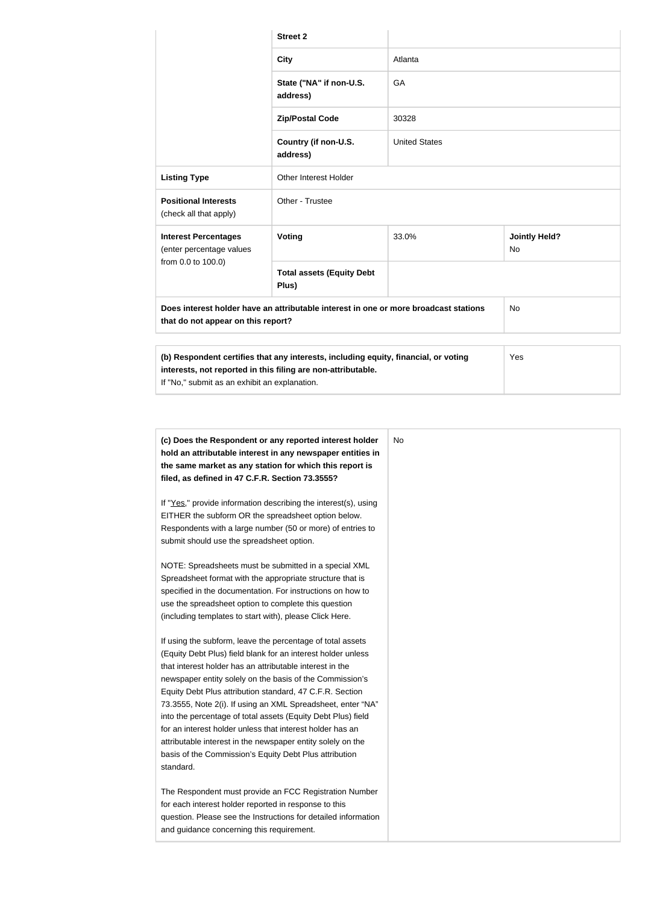| | | | |
|---|---|---|---|
| | **Street 2** | | |
| | **City** | Atlanta | |
| | **State ("NA" if non-U.S. address)** | GA | |
| | **Zip/Postal Code** | 30328 | |
| | **Country (if non-U.S. address)** | United States | |
| **Listing Type** | Other Interest Holder | | |
| **Positional Interests** (check all that apply) | Other - Trustee | | |
| **Interest Percentages** (enter percentage values from 0.0 to 100.0) | **Voting** | 33.0% | **Jointly Held?** No |
| | **Total assets (Equity Debt Plus)** | | |
| **Does interest holder have an attributable interest in one or more broadcast stations that do not appear on this report?** | | | No |

| | |
|---|---|
| **(b) Respondent certifies that any interests, including equity, financial, or voting interests, not reported in this filing are non-attributable.** If "No," submit as an exhibit an explanation. | Yes |

| | |
|---|---|
| **(c) Does the Respondent or any reported interest holder hold an attributable interest in any newspaper entities in the same market as any station for which this report is filed, as defined in 47 C.F.R. Section 73.3555?**<br><br>If "Yes," provide information describing the interest(s), using EITHER the subform OR the spreadsheet option below. Respondents with a large number (50 or more) of entries to submit should use the spreadsheet option.<br><br>NOTE: Spreadsheets must be submitted in a special XML Spreadsheet format with the appropriate structure that is specified in the documentation. For instructions on how to use the spreadsheet option to complete this question (including templates to start with), please Click Here.<br><br>If using the subform, leave the percentage of total assets (Equity Debt Plus) field blank for an interest holder unless that interest holder has an attributable interest in the newspaper entity solely on the basis of the Commission's Equity Debt Plus attribution standard, 47 C.F.R. Section 73.3555, Note 2(i). If using an XML Spreadsheet, enter "NA" into the percentage of total assets (Equity Debt Plus) field for an interest holder unless that interest holder has an attributable interest in the newspaper entity solely on the basis of the Commission's Equity Debt Plus attribution standard.<br><br>The Respondent must provide an FCC Registration Number for each interest holder reported in response to this question. Please see the Instructions for detailed information and guidance concerning this requirement. | No |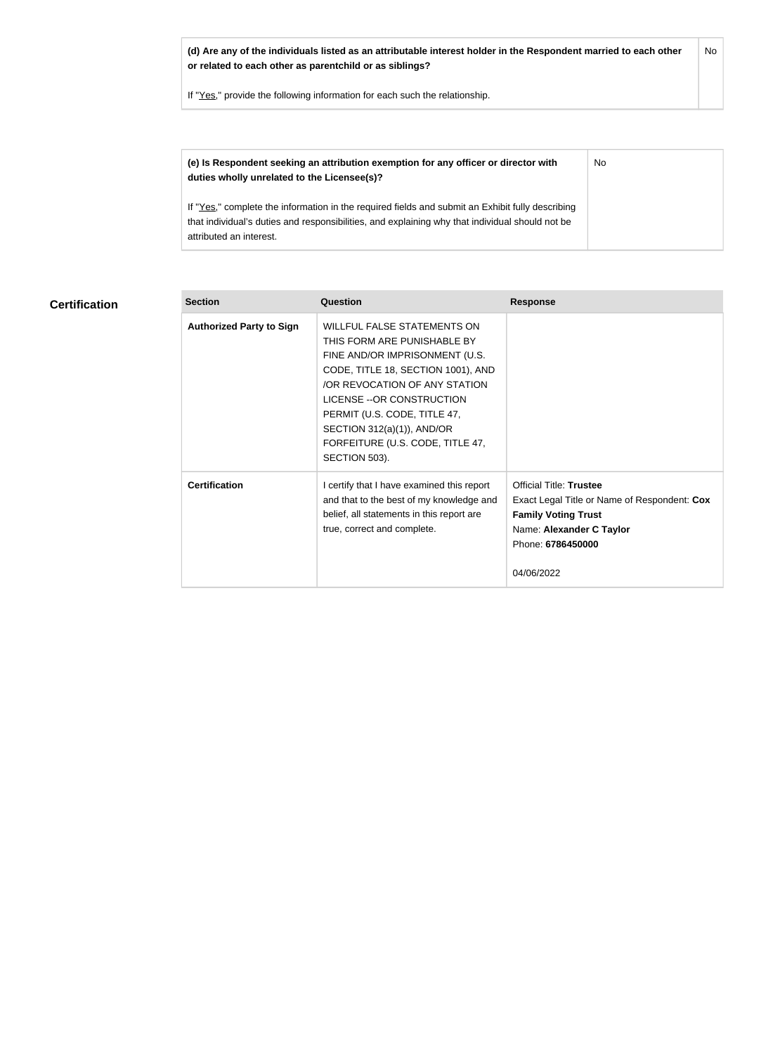| | |
|---|---|
| **(d) Are any of the individuals listed as an attributable interest holder in the Respondent married to each other or related to each other as parentchild or as siblings?**<br><br>If "Yes," provide the following information for each such the relationship. | No |

| | |
|---|---|
| **(e) Is Respondent seeking an attribution exemption for any officer or director with duties wholly unrelated to the Licensee(s)?**<br><br>If "Yes," complete the information in the required fields and submit an Exhibit fully describing that individual's duties and responsibilities, and explaining why that individual should not be attributed an interest. | No |

## Certification

| Section | Question | Response |
|---|---|---|
| **Authorized Party to Sign** | WILLFUL FALSE STATEMENTS ON THIS FORM ARE PUNISHABLE BY FINE AND/OR IMPRISONMENT (U.S. CODE, TITLE 18, SECTION 1001), AND /OR REVOCATION OF ANY STATION LICENSE --OR CONSTRUCTION PERMIT (U.S. CODE, TITLE 47, SECTION 312(a)(1)), AND/OR FORFEITURE (U.S. CODE, TITLE 47, SECTION 503). | |
| **Certification** | I certify that I have examined this report and that to the best of my knowledge and belief, all statements in this report are true, correct and complete. | Official Title: **Trustee**<br>Exact Legal Title or Name of Respondent: **Cox Family Voting Trust**<br>Name: **Alexander C Taylor**<br>Phone: **6786450000**<br><br>04/06/2022 |